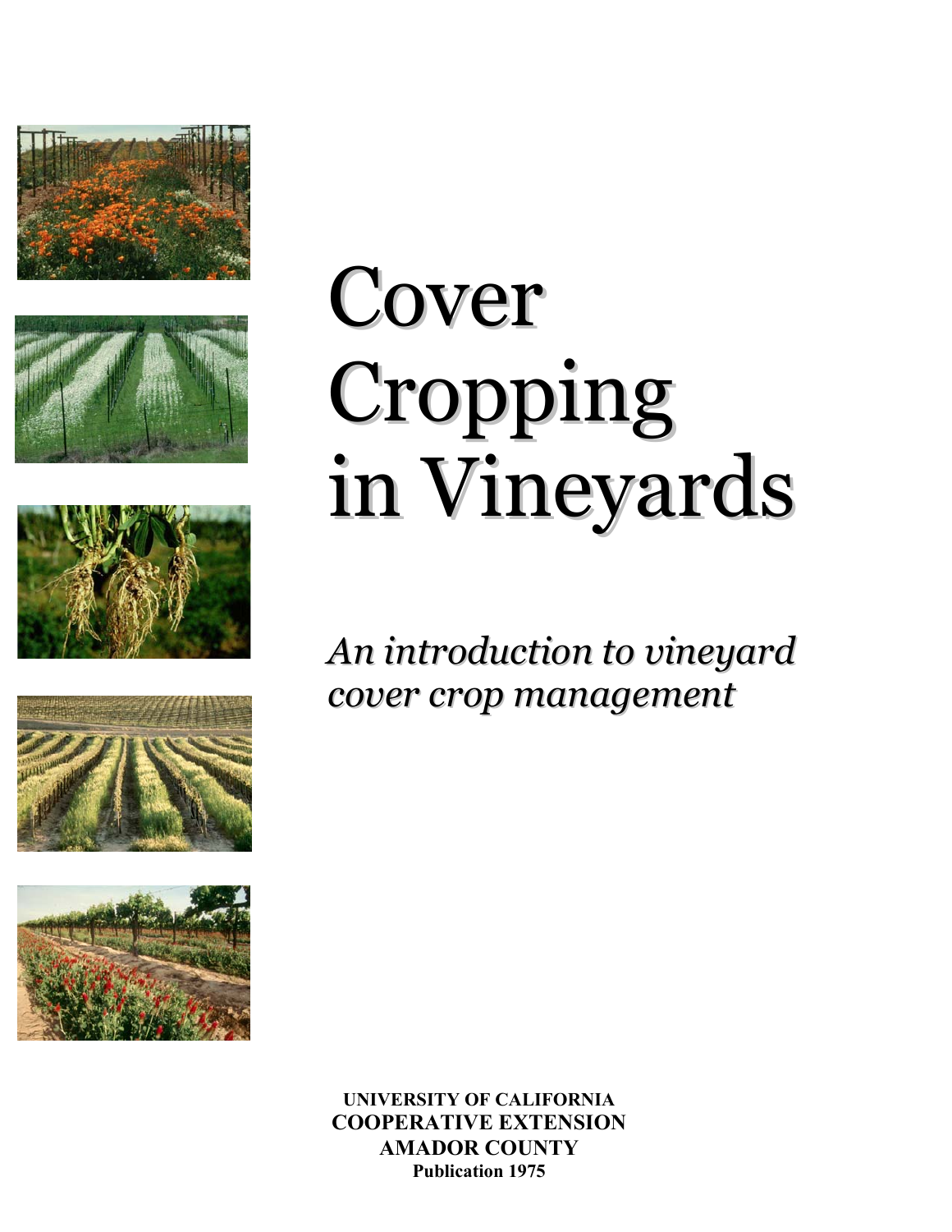# Cover Cropping in Vineyards

*An introduction to vineyard cover crop management*

**UNIVERSITY OF CALIFORNIA**
**COOPERATIVE EXTENSION**
**AMADOR COUNTY**
**Publication 1975**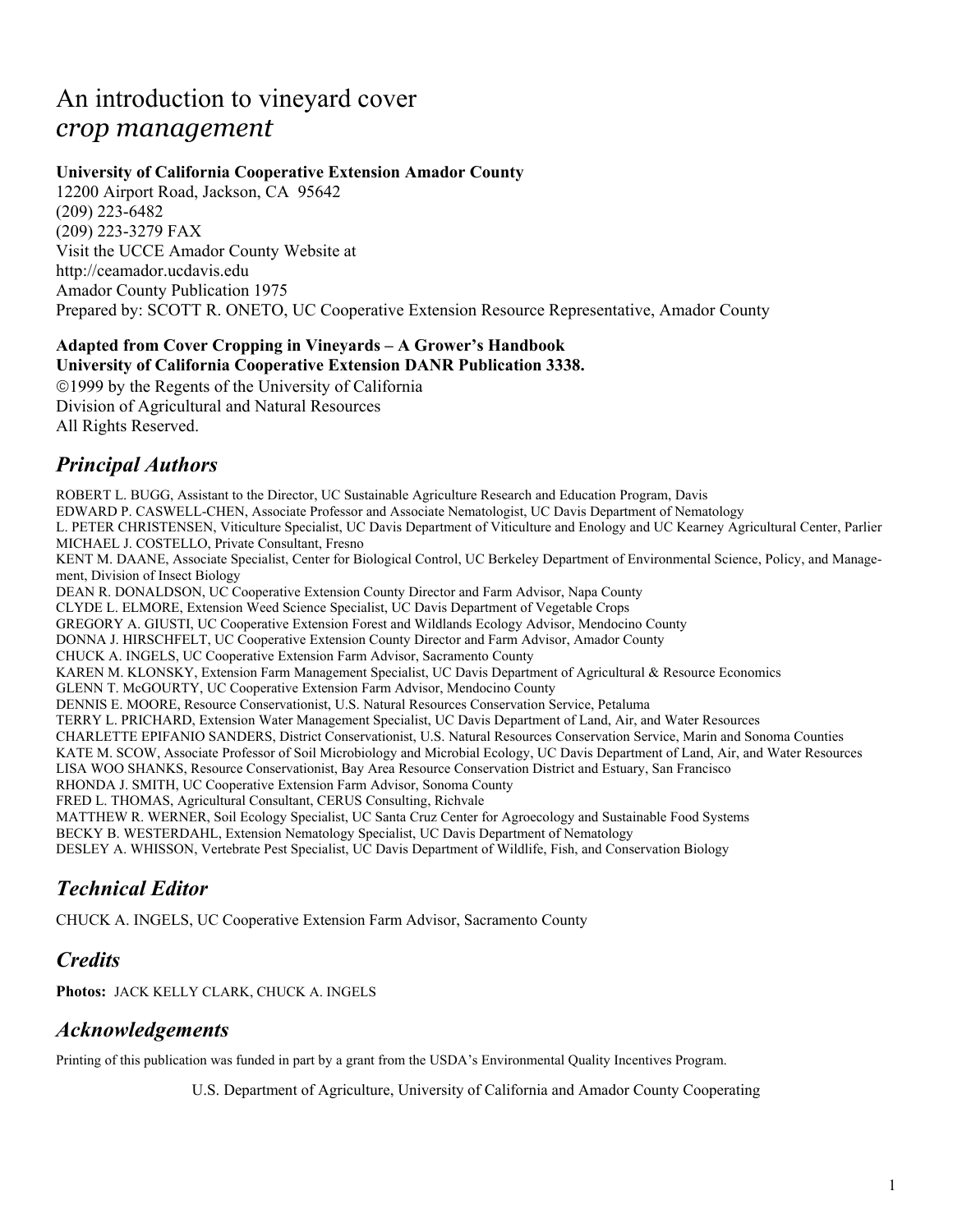# An introduction to vineyard cover *crop management*

**University of California Cooperative Extension Amador County**
12200 Airport Road, Jackson, CA 95642
(209) 223-6482
(209) 223-3279 FAX
Visit the UCCE Amador County Website at
http://ceamador.ucdavis.edu
Amador County Publication 1975
Prepared by: SCOTT R. ONETO, UC Cooperative Extension Resource Representative, Amador County

**Adapted from Cover Cropping in Vineyards – A Grower's Handbook**
**University of California Cooperative Extension DANR Publication 3338.**
©1999 by the Regents of the University of California
Division of Agricultural and Natural Resources
All Rights Reserved.

## *Principal Authors*

ROBERT L. BUGG, Assistant to the Director, UC Sustainable Agriculture Research and Education Program, Davis
EDWARD P. CASWELL-CHEN, Associate Professor and Associate Nematologist, UC Davis Department of Nematology
L. PETER CHRISTENSEN, Viticulture Specialist, UC Davis Department of Viticulture and Enology and UC Kearney Agricultural Center, Parlier
MICHAEL J. COSTELLO, Private Consultant, Fresno
KENT M. DAANE, Associate Specialist, Center for Biological Control, UC Berkeley Department of Environmental Science, Policy, and Management, Division of Insect Biology
DEAN R. DONALDSON, UC Cooperative Extension County Director and Farm Advisor, Napa County
CLYDE L. ELMORE, Extension Weed Science Specialist, UC Davis Department of Vegetable Crops
GREGORY A. GIUSTI, UC Cooperative Extension Forest and Wildlands Ecology Advisor, Mendocino County
DONNA J. HIRSCHFELT, UC Cooperative Extension County Director and Farm Advisor, Amador County
CHUCK A. INGELS, UC Cooperative Extension Farm Advisor, Sacramento County
KAREN M. KLONSKY, Extension Farm Management Specialist, UC Davis Department of Agricultural & Resource Economics
GLENN T. McGOURTY, UC Cooperative Extension Farm Advisor, Mendocino County
DENNIS E. MOORE, Resource Conservationist, U.S. Natural Resources Conservation Service, Petaluma
TERRY L. PRICHARD, Extension Water Management Specialist, UC Davis Department of Land, Air, and Water Resources
CHARLETTE EPIFANIO SANDERS, District Conservationist, U.S. Natural Resources Conservation Service, Marin and Sonoma Counties
KATE M. SCOW, Associate Professor of Soil Microbiology and Microbial Ecology, UC Davis Department of Land, Air, and Water Resources
LISA WOO SHANKS, Resource Conservationist, Bay Area Resource Conservation District and Estuary, San Francisco
RHONDA J. SMITH, UC Cooperative Extension Farm Advisor, Sonoma County
FRED L. THOMAS, Agricultural Consultant, CERUS Consulting, Richvale
MATTHEW R. WERNER, Soil Ecology Specialist, UC Santa Cruz Center for Agroecology and Sustainable Food Systems
BECKY B. WESTERDAHL, Extension Nematology Specialist, UC Davis Department of Nematology
DESLEY A. WHISSON, Vertebrate Pest Specialist, UC Davis Department of Wildlife, Fish, and Conservation Biology

## *Technical Editor*

CHUCK A. INGELS, UC Cooperative Extension Farm Advisor, Sacramento County

## *Credits*

**Photos:** JACK KELLY CLARK, CHUCK A. INGELS

## *Acknowledgements*

Printing of this publication was funded in part by a grant from the USDA's Environmental Quality Incentives Program.

U.S. Department of Agriculture, University of California and Amador County Cooperating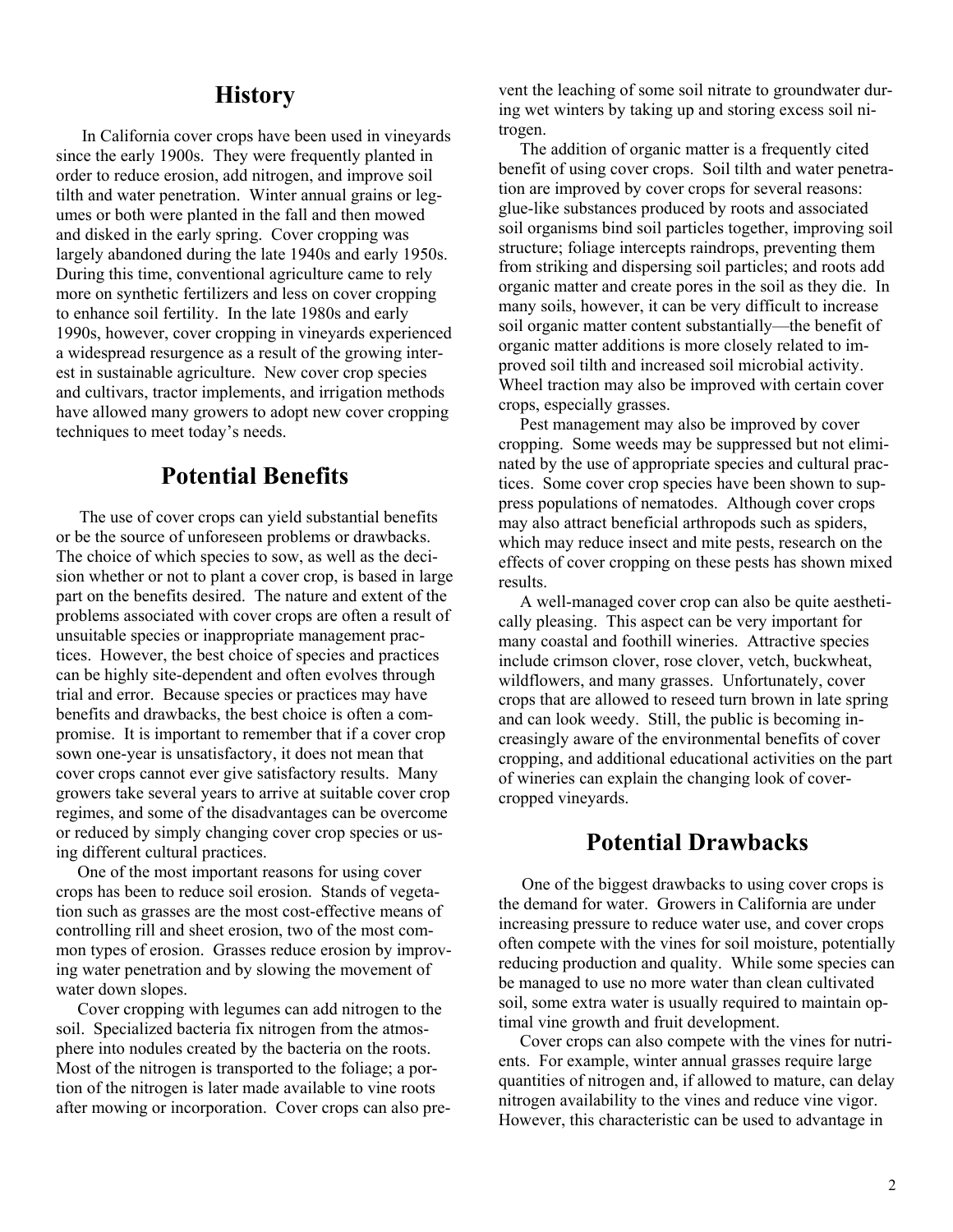## History

In California cover crops have been used in vineyards since the early 1900s. They were frequently planted in order to reduce erosion, add nitrogen, and improve soil tilth and water penetration. Winter annual grains or legumes or both were planted in the fall and then mowed and disked in the early spring. Cover cropping was largely abandoned during the late 1940s and early 1950s. During this time, conventional agriculture came to rely more on synthetic fertilizers and less on cover cropping to enhance soil fertility. In the late 1980s and early 1990s, however, cover cropping in vineyards experienced a widespread resurgence as a result of the growing interest in sustainable agriculture. New cover crop species and cultivars, tractor implements, and irrigation methods have allowed many growers to adopt new cover cropping techniques to meet today's needs.

## Potential Benefits

The use of cover crops can yield substantial benefits or be the source of unforeseen problems or drawbacks. The choice of which species to sow, as well as the decision whether or not to plant a cover crop, is based in large part on the benefits desired. The nature and extent of the problems associated with cover crops are often a result of unsuitable species or inappropriate management practices. However, the best choice of species and practices can be highly site-dependent and often evolves through trial and error. Because species or practices may have benefits and drawbacks, the best choice is often a compromise. It is important to remember that if a cover crop sown one-year is unsatisfactory, it does not mean that cover crops cannot ever give satisfactory results. Many growers take several years to arrive at suitable cover crop regimes, and some of the disadvantages can be overcome or reduced by simply changing cover crop species or using different cultural practices.

One of the most important reasons for using cover crops has been to reduce soil erosion. Stands of vegetation such as grasses are the most cost-effective means of controlling rill and sheet erosion, two of the most common types of erosion. Grasses reduce erosion by improving water penetration and by slowing the movement of water down slopes.

Cover cropping with legumes can add nitrogen to the soil. Specialized bacteria fix nitrogen from the atmosphere into nodules created by the bacteria on the roots. Most of the nitrogen is transported to the foliage; a portion of the nitrogen is later made available to vine roots after mowing or incorporation. Cover crops can also prevent the leaching of some soil nitrate to groundwater during wet winters by taking up and storing excess soil nitrogen.

The addition of organic matter is a frequently cited benefit of using cover crops. Soil tilth and water penetration are improved by cover crops for several reasons: glue-like substances produced by roots and associated soil organisms bind soil particles together, improving soil structure; foliage intercepts raindrops, preventing them from striking and dispersing soil particles; and roots add organic matter and create pores in the soil as they die. In many soils, however, it can be very difficult to increase soil organic matter content substantially—the benefit of organic matter additions is more closely related to improved soil tilth and increased soil microbial activity. Wheel traction may also be improved with certain cover crops, especially grasses.

Pest management may also be improved by cover cropping. Some weeds may be suppressed but not eliminated by the use of appropriate species and cultural practices. Some cover crop species have been shown to suppress populations of nematodes. Although cover crops may also attract beneficial arthropods such as spiders, which may reduce insect and mite pests, research on the effects of cover cropping on these pests has shown mixed results.

A well-managed cover crop can also be quite aesthetically pleasing. This aspect can be very important for many coastal and foothill wineries. Attractive species include crimson clover, rose clover, vetch, buckwheat, wildflowers, and many grasses. Unfortunately, cover crops that are allowed to reseed turn brown in late spring and can look weedy. Still, the public is becoming increasingly aware of the environmental benefits of cover cropping, and additional educational activities on the part of wineries can explain the changing look of cover-cropped vineyards.

## Potential Drawbacks

One of the biggest drawbacks to using cover crops is the demand for water. Growers in California are under increasing pressure to reduce water use, and cover crops often compete with the vines for soil moisture, potentially reducing production and quality. While some species can be managed to use no more water than clean cultivated soil, some extra water is usually required to maintain optimal vine growth and fruit development.

Cover crops can also compete with the vines for nutrients. For example, winter annual grasses require large quantities of nitrogen and, if allowed to mature, can delay nitrogen availability to the vines and reduce vine vigor. However, this characteristic can be used to advantage in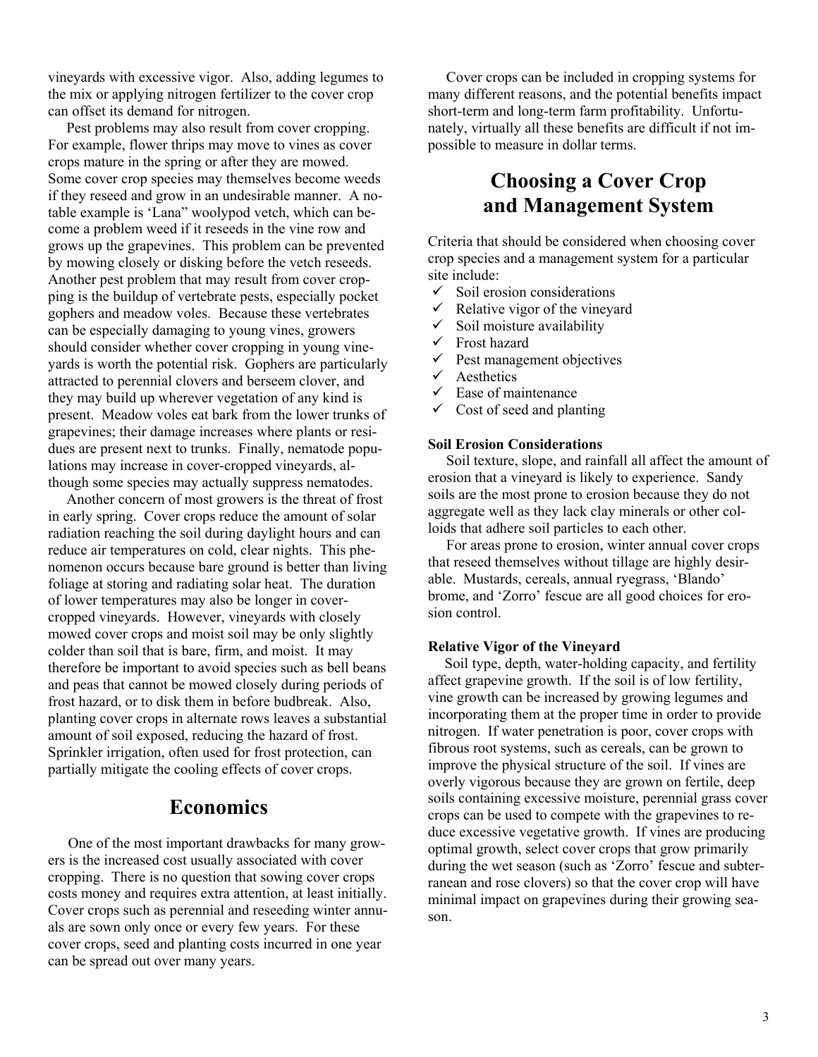vineyards with excessive vigor. Also, adding legumes to the mix or applying nitrogen fertilizer to the cover crop can offset its demand for nitrogen.

Pest problems may also result from cover cropping. For example, flower thrips may move to vines as cover crops mature in the spring or after they are mowed. Some cover crop species may themselves become weeds if they reseed and grow in an undesirable manner. A notable example is 'Lana" woolypod vetch, which can become a problem weed if it reseeds in the vine row and grows up the grapevines. This problem can be prevented by mowing closely or disking before the vetch reseeds. Another pest problem that may result from cover cropping is the buildup of vertebrate pests, especially pocket gophers and meadow voles. Because these vertebrates can be especially damaging to young vines, growers should consider whether cover cropping in young vineyards is worth the potential risk. Gophers are particularly attracted to perennial clovers and berseem clover, and they may build up wherever vegetation of any kind is present. Meadow voles eat bark from the lower trunks of grapevines; their damage increases where plants or residues are present next to trunks. Finally, nematode populations may increase in cover-cropped vineyards, although some species may actually suppress nematodes.

Another concern of most growers is the threat of frost in early spring. Cover crops reduce the amount of solar radiation reaching the soil during daylight hours and can reduce air temperatures on cold, clear nights. This phenomenon occurs because bare ground is better than living foliage at storing and radiating solar heat. The duration of lower temperatures may also be longer in cover-cropped vineyards. However, vineyards with closely mowed cover crops and moist soil may be only slightly colder than soil that is bare, firm, and moist. It may therefore be important to avoid species such as bell beans and peas that cannot be mowed closely during periods of frost hazard, or to disk them in before budbreak. Also, planting cover crops in alternate rows leaves a substantial amount of soil exposed, reducing the hazard of frost. Sprinkler irrigation, often used for frost protection, can partially mitigate the cooling effects of cover crops.

## Economics

One of the most important drawbacks for many growers is the increased cost usually associated with cover cropping. There is no question that sowing cover crops costs money and requires extra attention, at least initially. Cover crops such as perennial and reseeding winter annuals are sown only once or every few years. For these cover crops, seed and planting costs incurred in one year can be spread out over many years.

Cover crops can be included in cropping systems for many different reasons, and the potential benefits impact short-term and long-term farm profitability. Unfortunately, virtually all these benefits are difficult if not impossible to measure in dollar terms.

## Choosing a Cover Crop and Management System

Criteria that should be considered when choosing cover crop species and a management system for a particular site include:

- ✓ Soil erosion considerations
- ✓ Relative vigor of the vineyard
- ✓ Soil moisture availability
- ✓ Frost hazard
- ✓ Pest management objectives
- ✓ Aesthetics
- ✓ Ease of maintenance
- ✓ Cost of seed and planting

**Soil Erosion Considerations**

Soil texture, slope, and rainfall all affect the amount of erosion that a vineyard is likely to experience. Sandy soils are the most prone to erosion because they do not aggregate well as they lack clay minerals or other colloids that adhere soil particles to each other.

For areas prone to erosion, winter annual cover crops that reseed themselves without tillage are highly desirable. Mustards, cereals, annual ryegrass, 'Blando' brome, and 'Zorro' fescue are all good choices for erosion control.

**Relative Vigor of the Vineyard**

Soil type, depth, water-holding capacity, and fertility affect grapevine growth. If the soil is of low fertility, vine growth can be increased by growing legumes and incorporating them at the proper time in order to provide nitrogen. If water penetration is poor, cover crops with fibrous root systems, such as cereals, can be grown to improve the physical structure of the soil. If vines are overly vigorous because they are grown on fertile, deep soils containing excessive moisture, perennial grass cover crops can be used to compete with the grapevines to reduce excessive vegetative growth. If vines are producing optimal growth, select cover crops that grow primarily during the wet season (such as 'Zorro' fescue and subterranean and rose clovers) so that the cover crop will have minimal impact on grapevines during their growing season.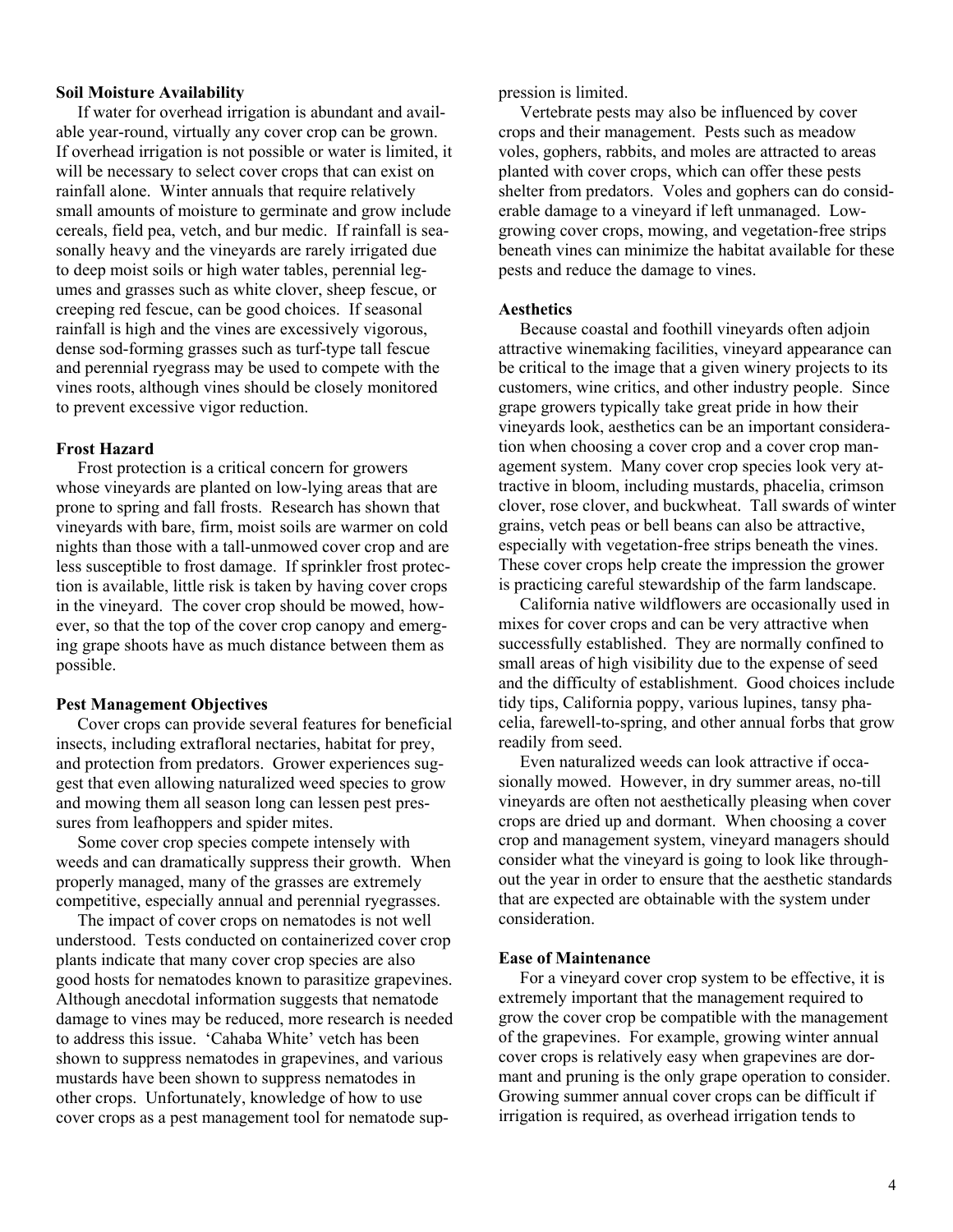**Soil Moisture Availability**

If water for overhead irrigation is abundant and available year-round, virtually any cover crop can be grown. If overhead irrigation is not possible or water is limited, it will be necessary to select cover crops that can exist on rainfall alone. Winter annuals that require relatively small amounts of moisture to germinate and grow include cereals, field pea, vetch, and bur medic. If rainfall is seasonally heavy and the vineyards are rarely irrigated due to deep moist soils or high water tables, perennial legumes and grasses such as white clover, sheep fescue, or creeping red fescue, can be good choices. If seasonal rainfall is high and the vines are excessively vigorous, dense sod-forming grasses such as turf-type tall fescue and perennial ryegrass may be used to compete with the vines roots, although vines should be closely monitored to prevent excessive vigor reduction.

**Frost Hazard**

Frost protection is a critical concern for growers whose vineyards are planted on low-lying areas that are prone to spring and fall frosts. Research has shown that vineyards with bare, firm, moist soils are warmer on cold nights than those with a tall-unmowed cover crop and are less susceptible to frost damage. If sprinkler frost protection is available, little risk is taken by having cover crops in the vineyard. The cover crop should be mowed, however, so that the top of the cover crop canopy and emerging grape shoots have as much distance between them as possible.

**Pest Management Objectives**

Cover crops can provide several features for beneficial insects, including extrafloral nectaries, habitat for prey, and protection from predators. Grower experiences suggest that even allowing naturalized weed species to grow and mowing them all season long can lessen pest pressures from leafhoppers and spider mites.

Some cover crop species compete intensely with weeds and can dramatically suppress their growth. When properly managed, many of the grasses are extremely competitive, especially annual and perennial ryegrasses.

The impact of cover crops on nematodes is not well understood. Tests conducted on containerized cover crop plants indicate that many cover crop species are also good hosts for nematodes known to parasitize grapevines. Although anecdotal information suggests that nematode damage to vines may be reduced, more research is needed to address this issue. 'Cahaba White' vetch has been shown to suppress nematodes in grapevines, and various mustards have been shown to suppress nematodes in other crops. Unfortunately, knowledge of how to use cover crops as a pest management tool for nematode suppression is limited.

Vertebrate pests may also be influenced by cover crops and their management. Pests such as meadow voles, gophers, rabbits, and moles are attracted to areas planted with cover crops, which can offer these pests shelter from predators. Voles and gophers can do considerable damage to a vineyard if left unmanaged. Low-growing cover crops, mowing, and vegetation-free strips beneath vines can minimize the habitat available for these pests and reduce the damage to vines.

**Aesthetics**

Because coastal and foothill vineyards often adjoin attractive winemaking facilities, vineyard appearance can be critical to the image that a given winery projects to its customers, wine critics, and other industry people. Since grape growers typically take great pride in how their vineyards look, aesthetics can be an important consideration when choosing a cover crop and a cover crop management system. Many cover crop species look very attractive in bloom, including mustards, phacelia, crimson clover, rose clover, and buckwheat. Tall swards of winter grains, vetch peas or bell beans can also be attractive, especially with vegetation-free strips beneath the vines. These cover crops help create the impression the grower is practicing careful stewardship of the farm landscape.

California native wildflowers are occasionally used in mixes for cover crops and can be very attractive when successfully established. They are normally confined to small areas of high visibility due to the expense of seed and the difficulty of establishment. Good choices include tidy tips, California poppy, various lupines, tansy phacelia, farewell-to-spring, and other annual forbs that grow readily from seed.

Even naturalized weeds can look attractive if occasionally mowed. However, in dry summer areas, no-till vineyards are often not aesthetically pleasing when cover crops are dried up and dormant. When choosing a cover crop and management system, vineyard managers should consider what the vineyard is going to look like throughout the year in order to ensure that the aesthetic standards that are expected are obtainable with the system under consideration.

**Ease of Maintenance**

For a vineyard cover crop system to be effective, it is extremely important that the management required to grow the cover crop be compatible with the management of the grapevines. For example, growing winter annual cover crops is relatively easy when grapevines are dormant and pruning is the only grape operation to consider. Growing summer annual cover crops can be difficult if irrigation is required, as overhead irrigation tends to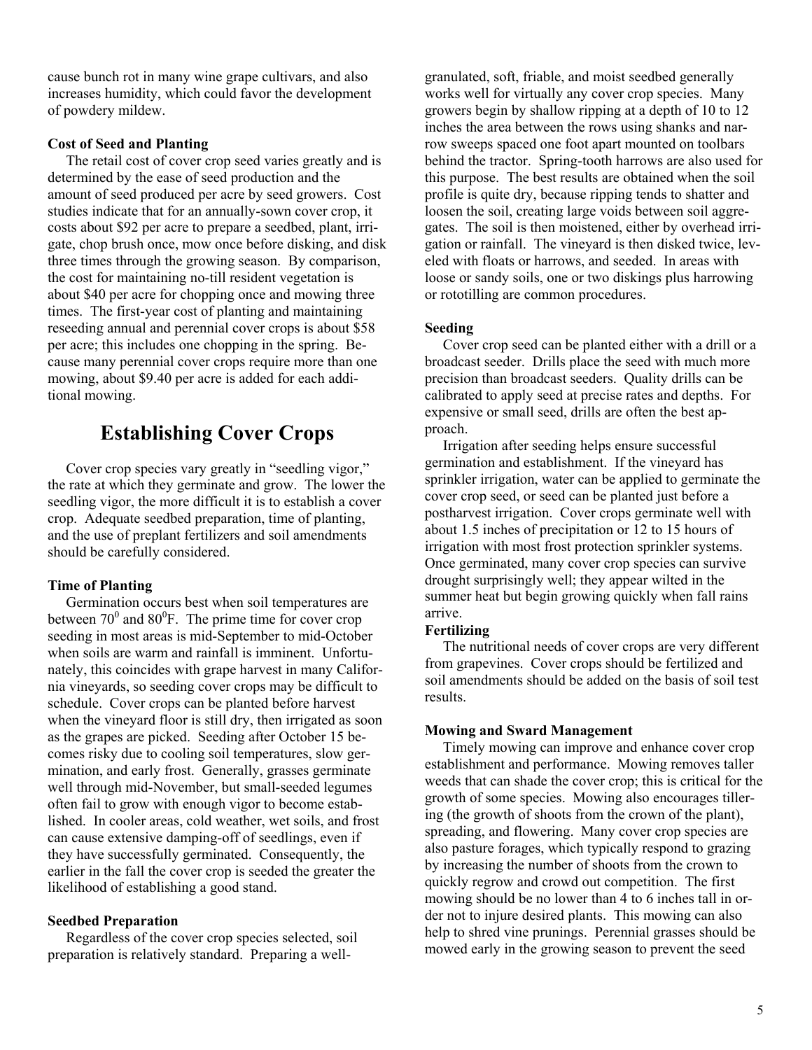cause bunch rot in many wine grape cultivars, and also increases humidity, which could favor the development of powdery mildew.

**Cost of Seed and Planting**

The retail cost of cover crop seed varies greatly and is determined by the ease of seed production and the amount of seed produced per acre by seed growers. Cost studies indicate that for an annually-sown cover crop, it costs about $92 per acre to prepare a seedbed, plant, irrigate, chop brush once, mow once before disking, and disk three times through the growing season. By comparison, the cost for maintaining no-till resident vegetation is about $40 per acre for chopping once and mowing three times. The first-year cost of planting and maintaining reseeding annual and perennial cover crops is about $58 per acre; this includes one chopping in the spring. Because many perennial cover crops require more than one mowing, about $9.40 per acre is added for each additional mowing.

## Establishing Cover Crops

Cover crop species vary greatly in "seedling vigor," the rate at which they germinate and grow. The lower the seedling vigor, the more difficult it is to establish a cover crop. Adequate seedbed preparation, time of planting, and the use of preplant fertilizers and soil amendments should be carefully considered.

**Time of Planting**

Germination occurs best when soil temperatures are between $70^0$ and $80^0$F. The prime time for cover crop seeding in most areas is mid-September to mid-October when soils are warm and rainfall is imminent. Unfortunately, this coincides with grape harvest in many California vineyards, so seeding cover crops may be difficult to schedule. Cover crops can be planted before harvest when the vineyard floor is still dry, then irrigated as soon as the grapes are picked. Seeding after October 15 becomes risky due to cooling soil temperatures, slow germination, and early frost. Generally, grasses germinate well through mid-November, but small-seeded legumes often fail to grow with enough vigor to become established. In cooler areas, cold weather, wet soils, and frost can cause extensive damping-off of seedlings, even if they have successfully germinated. Consequently, the earlier in the fall the cover crop is seeded the greater the likelihood of establishing a good stand.

**Seedbed Preparation**

Regardless of the cover crop species selected, soil preparation is relatively standard. Preparing a well-granulated, soft, friable, and moist seedbed generally works well for virtually any cover crop species. Many growers begin by shallow ripping at a depth of 10 to 12 inches the area between the rows using shanks and narrow sweeps spaced one foot apart mounted on toolbars behind the tractor. Spring-tooth harrows are also used for this purpose. The best results are obtained when the soil profile is quite dry, because ripping tends to shatter and loosen the soil, creating large voids between soil aggregates. The soil is then moistened, either by overhead irrigation or rainfall. The vineyard is then disked twice, leveled with floats or harrows, and seeded. In areas with loose or sandy soils, one or two diskings plus harrowing or rototilling are common procedures.

**Seeding**

Cover crop seed can be planted either with a drill or a broadcast seeder. Drills place the seed with much more precision than broadcast seeders. Quality drills can be calibrated to apply seed at precise rates and depths. For expensive or small seed, drills are often the best approach.

Irrigation after seeding helps ensure successful germination and establishment. If the vineyard has sprinkler irrigation, water can be applied to germinate the cover crop seed, or seed can be planted just before a postharvest irrigation. Cover crops germinate well with about 1.5 inches of precipitation or 12 to 15 hours of irrigation with most frost protection sprinkler systems. Once germinated, many cover crop species can survive drought surprisingly well; they appear wilted in the summer heat but begin growing quickly when fall rains arrive.

**Fertilizing**

The nutritional needs of cover crops are very different from grapevines. Cover crops should be fertilized and soil amendments should be added on the basis of soil test results.

**Mowing and Sward Management**

Timely mowing can improve and enhance cover crop establishment and performance. Mowing removes taller weeds that can shade the cover crop; this is critical for the growth of some species. Mowing also encourages tillering (the growth of shoots from the crown of the plant), spreading, and flowering. Many cover crop species are also pasture forages, which typically respond to grazing by increasing the number of shoots from the crown to quickly regrow and crowd out competition. The first mowing should be no lower than 4 to 6 inches tall in order not to injure desired plants. This mowing can also help to shred vine prunings. Perennial grasses should be mowed early in the growing season to prevent the seed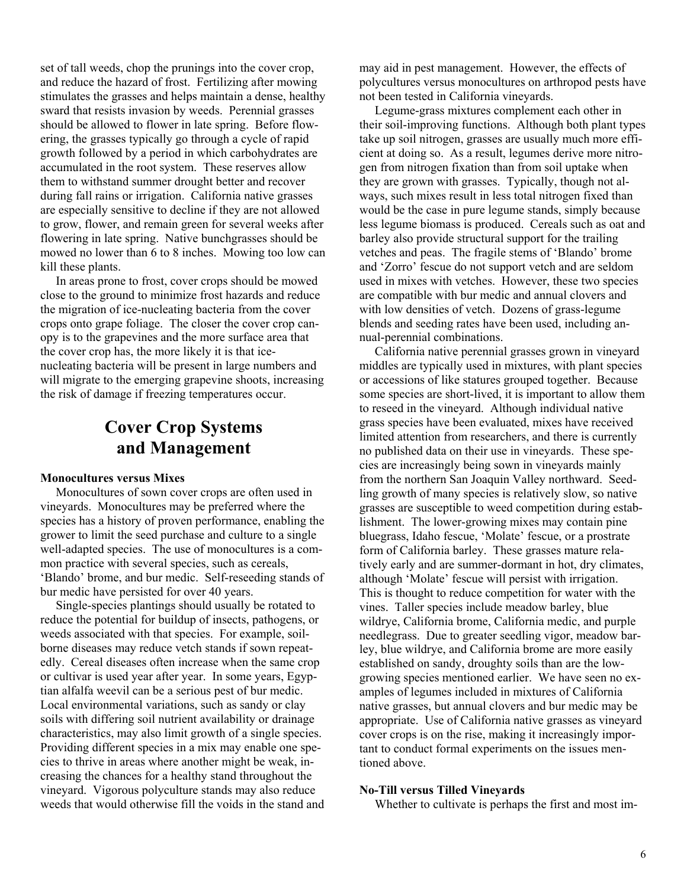set of tall weeds, chop the prunings into the cover crop, and reduce the hazard of frost. Fertilizing after mowing stimulates the grasses and helps maintain a dense, healthy sward that resists invasion by weeds. Perennial grasses should be allowed to flower in late spring. Before flowering, the grasses typically go through a cycle of rapid growth followed by a period in which carbohydrates are accumulated in the root system. These reserves allow them to withstand summer drought better and recover during fall rains or irrigation. California native grasses are especially sensitive to decline if they are not allowed to grow, flower, and remain green for several weeks after flowering in late spring. Native bunchgrasses should be mowed no lower than 6 to 8 inches. Mowing too low can kill these plants.

In areas prone to frost, cover crops should be mowed close to the ground to minimize frost hazards and reduce the migration of ice-nucleating bacteria from the cover crops onto grape foliage. The closer the cover crop canopy is to the grapevines and the more surface area that the cover crop has, the more likely it is that ice-nucleating bacteria will be present in large numbers and will migrate to the emerging grapevine shoots, increasing the risk of damage if freezing temperatures occur.

## Cover Crop Systems and Management

**Monocultures versus Mixes**

Monocultures of sown cover crops are often used in vineyards. Monocultures may be preferred where the species has a history of proven performance, enabling the grower to limit the seed purchase and culture to a single well-adapted species. The use of monocultures is a common practice with several species, such as cereals, 'Blando' brome, and bur medic. Self-reseeding stands of bur medic have persisted for over 40 years.

Single-species plantings should usually be rotated to reduce the potential for buildup of insects, pathogens, or weeds associated with that species. For example, soil-borne diseases may reduce vetch stands if sown repeatedly. Cereal diseases often increase when the same crop or cultivar is used year after year. In some years, Egyptian alfalfa weevil can be a serious pest of bur medic. Local environmental variations, such as sandy or clay soils with differing soil nutrient availability or drainage characteristics, may also limit growth of a single species. Providing different species in a mix may enable one species to thrive in areas where another might be weak, increasing the chances for a healthy stand throughout the vineyard. Vigorous polyculture stands may also reduce weeds that would otherwise fill the voids in the stand and may aid in pest management. However, the effects of polycultures versus monocultures on arthropod pests have not been tested in California vineyards.

Legume-grass mixtures complement each other in their soil-improving functions. Although both plant types take up soil nitrogen, grasses are usually much more efficient at doing so. As a result, legumes derive more nitrogen from nitrogen fixation than from soil uptake when they are grown with grasses. Typically, though not always, such mixes result in less total nitrogen fixed than would be the case in pure legume stands, simply because less legume biomass is produced. Cereals such as oat and barley also provide structural support for the trailing vetches and peas. The fragile stems of 'Blando' brome and 'Zorro' fescue do not support vetch and are seldom used in mixes with vetches. However, these two species are compatible with bur medic and annual clovers and with low densities of vetch. Dozens of grass-legume blends and seeding rates have been used, including annual-perennial combinations.

California native perennial grasses grown in vineyard middles are typically used in mixtures, with plant species or accessions of like statures grouped together. Because some species are short-lived, it is important to allow them to reseed in the vineyard. Although individual native grass species have been evaluated, mixes have received limited attention from researchers, and there is currently no published data on their use in vineyards. These species are increasingly being sown in vineyards mainly from the northern San Joaquin Valley northward. Seedling growth of many species is relatively slow, so native grasses are susceptible to weed competition during establishment. The lower-growing mixes may contain pine bluegrass, Idaho fescue, 'Molate' fescue, or a prostrate form of California barley. These grasses mature relatively early and are summer-dormant in hot, dry climates, although 'Molate' fescue will persist with irrigation. This is thought to reduce competition for water with the vines. Taller species include meadow barley, blue wildrye, California brome, California medic, and purple needlegrass. Due to greater seedling vigor, meadow barley, blue wildrye, and California brome are more easily established on sandy, droughty soils than are the low-growing species mentioned earlier. We have seen no examples of legumes included in mixtures of California native grasses, but annual clovers and bur medic may be appropriate. Use of California native grasses as vineyard cover crops is on the rise, making it increasingly important to conduct formal experiments on the issues mentioned above.

**No-Till versus Tilled Vineyards**

Whether to cultivate is perhaps the first and most im-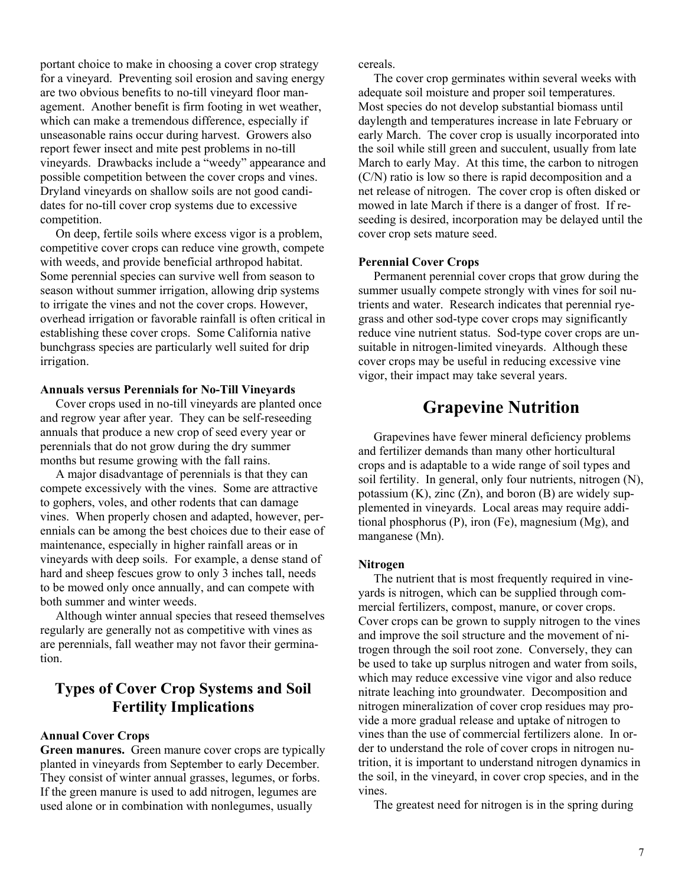portant choice to make in choosing a cover crop strategy for a vineyard. Preventing soil erosion and saving energy are two obvious benefits to no-till vineyard floor management. Another benefit is firm footing in wet weather, which can make a tremendous difference, especially if unseasonable rains occur during harvest. Growers also report fewer insect and mite pest problems in no-till vineyards. Drawbacks include a "weedy" appearance and possible competition between the cover crops and vines. Dryland vineyards on shallow soils are not good candidates for no-till cover crop systems due to excessive competition.

On deep, fertile soils where excess vigor is a problem, competitive cover crops can reduce vine growth, compete with weeds, and provide beneficial arthropod habitat. Some perennial species can survive well from season to season without summer irrigation, allowing drip systems to irrigate the vines and not the cover crops. However, overhead irrigation or favorable rainfall is often critical in establishing these cover crops. Some California native bunchgrass species are particularly well suited for drip irrigation.

#### Annuals versus Perennials for No-Till Vineyards

Cover crops used in no-till vineyards are planted once and regrow year after year. They can be self-reseeding annuals that produce a new crop of seed every year or perennials that do not grow during the dry summer months but resume growing with the fall rains.

A major disadvantage of perennials is that they can compete excessively with the vines. Some are attractive to gophers, voles, and other rodents that can damage vines. When properly chosen and adapted, however, perennials can be among the best choices due to their ease of maintenance, especially in higher rainfall areas or in vineyards with deep soils. For example, a dense stand of hard and sheep fescues grow to only 3 inches tall, needs to be mowed only once annually, and can compete with both summer and winter weeds.

Although winter annual species that reseed themselves regularly are generally not as competitive with vines as are perennials, fall weather may not favor their germination.

## Types of Cover Crop Systems and Soil Fertility Implications

#### Annual Cover Crops

**Green manures.** Green manure cover crops are typically planted in vineyards from September to early December. They consist of winter annual grasses, legumes, or forbs. If the green manure is used to add nitrogen, legumes are used alone or in combination with nonlegumes, usually cereals.

The cover crop germinates within several weeks with adequate soil moisture and proper soil temperatures. Most species do not develop substantial biomass until daylength and temperatures increase in late February or early March. The cover crop is usually incorporated into the soil while still green and succulent, usually from late March to early May. At this time, the carbon to nitrogen (C/N) ratio is low so there is rapid decomposition and a net release of nitrogen. The cover crop is often disked or mowed in late March if there is a danger of frost. If reseeding is desired, incorporation may be delayed until the cover crop sets mature seed.

#### Perennial Cover Crops

Permanent perennial cover crops that grow during the summer usually compete strongly with vines for soil nutrients and water. Research indicates that perennial ryegrass and other sod-type cover crops may significantly reduce vine nutrient status. Sod-type cover crops are unsuitable in nitrogen-limited vineyards. Although these cover crops may be useful in reducing excessive vine vigor, their impact may take several years.

## Grapevine Nutrition

Grapevines have fewer mineral deficiency problems and fertilizer demands than many other horticultural crops and is adaptable to a wide range of soil types and soil fertility. In general, only four nutrients, nitrogen (N), potassium (K), zinc (Zn), and boron (B) are widely supplemented in vineyards. Local areas may require additional phosphorus (P), iron (Fe), magnesium (Mg), and manganese (Mn).

#### Nitrogen

The nutrient that is most frequently required in vineyards is nitrogen, which can be supplied through commercial fertilizers, compost, manure, or cover crops. Cover crops can be grown to supply nitrogen to the vines and improve the soil structure and the movement of nitrogen through the soil root zone. Conversely, they can be used to take up surplus nitrogen and water from soils, which may reduce excessive vine vigor and also reduce nitrate leaching into groundwater. Decomposition and nitrogen mineralization of cover crop residues may provide a more gradual release and uptake of nitrogen to vines than the use of commercial fertilizers alone. In order to understand the role of cover crops in nitrogen nutrition, it is important to understand nitrogen dynamics in the soil, in the vineyard, in cover crop species, and in the vines.

The greatest need for nitrogen is in the spring during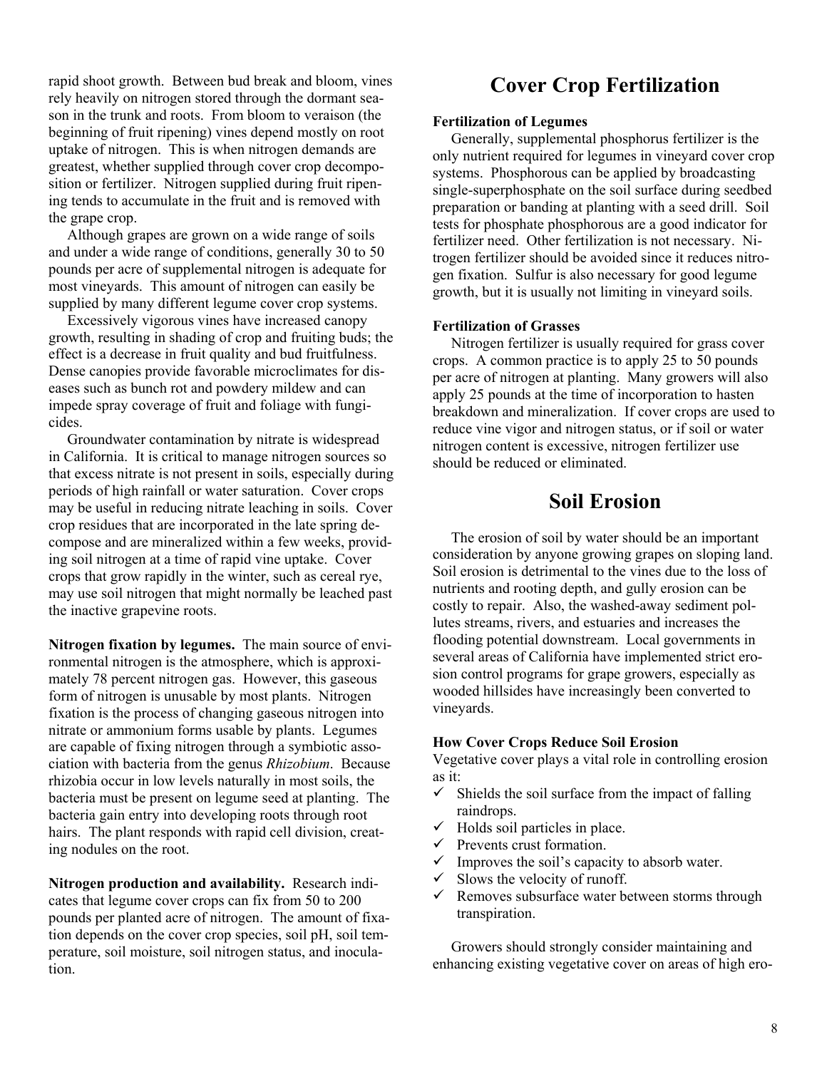rapid shoot growth. Between bud break and bloom, vines rely heavily on nitrogen stored through the dormant season in the trunk and roots. From bloom to veraison (the beginning of fruit ripening) vines depend mostly on root uptake of nitrogen. This is when nitrogen demands are greatest, whether supplied through cover crop decomposition or fertilizer. Nitrogen supplied during fruit ripening tends to accumulate in the fruit and is removed with the grape crop.

Although grapes are grown on a wide range of soils and under a wide range of conditions, generally 30 to 50 pounds per acre of supplemental nitrogen is adequate for most vineyards. This amount of nitrogen can easily be supplied by many different legume cover crop systems.

Excessively vigorous vines have increased canopy growth, resulting in shading of crop and fruiting buds; the effect is a decrease in fruit quality and bud fruitfulness. Dense canopies provide favorable microclimates for diseases such as bunch rot and powdery mildew and can impede spray coverage of fruit and foliage with fungicides.

Groundwater contamination by nitrate is widespread in California. It is critical to manage nitrogen sources so that excess nitrate is not present in soils, especially during periods of high rainfall or water saturation. Cover crops may be useful in reducing nitrate leaching in soils. Cover crop residues that are incorporated in the late spring decompose and are mineralized within a few weeks, providing soil nitrogen at a time of rapid vine uptake. Cover crops that grow rapidly in the winter, such as cereal rye, may use soil nitrogen that might normally be leached past the inactive grapevine roots.

**Nitrogen fixation by legumes.** The main source of environmental nitrogen is the atmosphere, which is approximately 78 percent nitrogen gas. However, this gaseous form of nitrogen is unusable by most plants. Nitrogen fixation is the process of changing gaseous nitrogen into nitrate or ammonium forms usable by plants. Legumes are capable of fixing nitrogen through a symbiotic association with bacteria from the genus *Rhizobium*. Because rhizobia occur in low levels naturally in most soils, the bacteria must be present on legume seed at planting. The bacteria gain entry into developing roots through root hairs. The plant responds with rapid cell division, creating nodules on the root.

**Nitrogen production and availability.** Research indicates that legume cover crops can fix from 50 to 200 pounds per planted acre of nitrogen. The amount of fixation depends on the cover crop species, soil pH, soil temperature, soil moisture, soil nitrogen status, and inoculation.

# Cover Crop Fertilization

### Fertilization of Legumes

Generally, supplemental phosphorus fertilizer is the only nutrient required for legumes in vineyard cover crop systems. Phosphorous can be applied by broadcasting single-superphosphate on the soil surface during seedbed preparation or banding at planting with a seed drill. Soil tests for phosphate phosphorous are a good indicator for fertilizer need. Other fertilization is not necessary. Nitrogen fertilizer should be avoided since it reduces nitrogen fixation. Sulfur is also necessary for good legume growth, but it is usually not limiting in vineyard soils.

### Fertilization of Grasses

Nitrogen fertilizer is usually required for grass cover crops. A common practice is to apply 25 to 50 pounds per acre of nitrogen at planting. Many growers will also apply 25 pounds at the time of incorporation to hasten breakdown and mineralization. If cover crops are used to reduce vine vigor and nitrogen status, or if soil or water nitrogen content is excessive, nitrogen fertilizer use should be reduced or eliminated.

# Soil Erosion

The erosion of soil by water should be an important consideration by anyone growing grapes on sloping land. Soil erosion is detrimental to the vines due to the loss of nutrients and rooting depth, and gully erosion can be costly to repair. Also, the washed-away sediment pollutes streams, rivers, and estuaries and increases the flooding potential downstream. Local governments in several areas of California have implemented strict erosion control programs for grape growers, especially as wooded hillsides have increasingly been converted to vineyards.

### How Cover Crops Reduce Soil Erosion

Vegetative cover plays a vital role in controlling erosion as it:

- ✓ Shields the soil surface from the impact of falling raindrops.
- ✓ Holds soil particles in place.
- ✓ Prevents crust formation.
- ✓ Improves the soil's capacity to absorb water.
- ✓ Slows the velocity of runoff.
- ✓ Removes subsurface water between storms through transpiration.

Growers should strongly consider maintaining and enhancing existing vegetative cover on areas of high ero-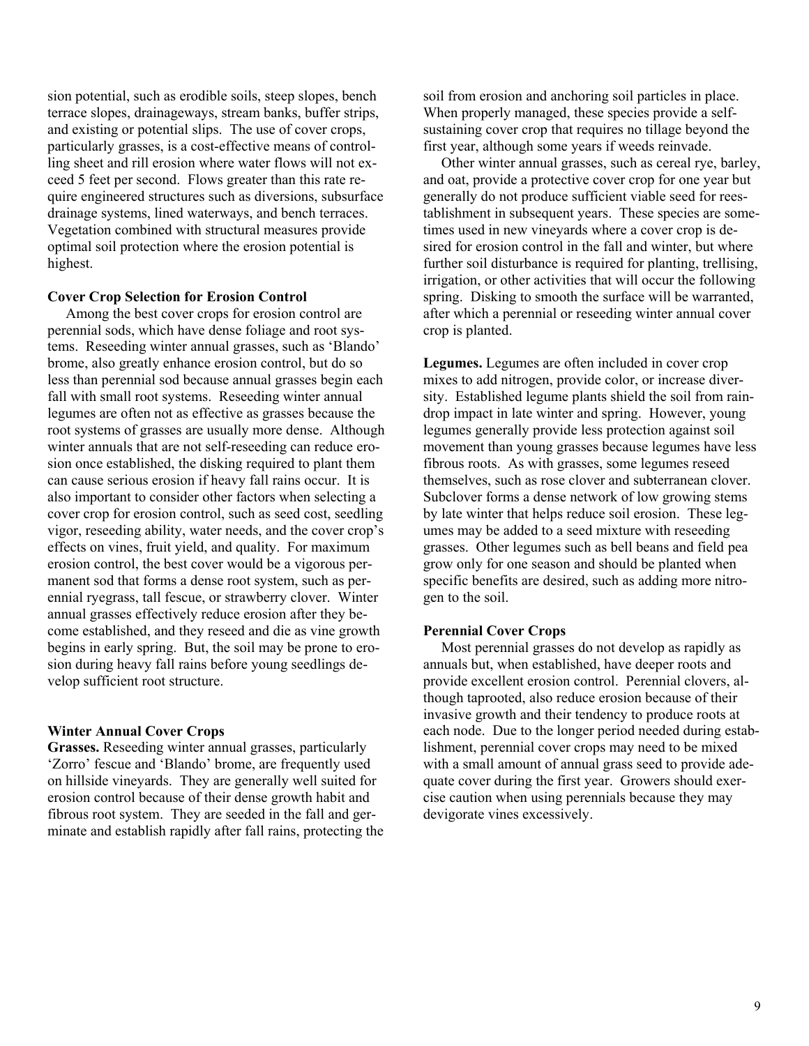sion potential, such as erodible soils, steep slopes, bench terrace slopes, drainageways, stream banks, buffer strips, and existing or potential slips. The use of cover crops, particularly grasses, is a cost-effective means of controlling sheet and rill erosion where water flows will not exceed 5 feet per second. Flows greater than this rate require engineered structures such as diversions, subsurface drainage systems, lined waterways, and bench terraces. Vegetation combined with structural measures provide optimal soil protection where the erosion potential is highest.

**Cover Crop Selection for Erosion Control**

Among the best cover crops for erosion control are perennial sods, which have dense foliage and root systems. Reseeding winter annual grasses, such as 'Blando' brome, also greatly enhance erosion control, but do so less than perennial sod because annual grasses begin each fall with small root systems. Reseeding winter annual legumes are often not as effective as grasses because the root systems of grasses are usually more dense. Although winter annuals that are not self-reseeding can reduce erosion once established, the disking required to plant them can cause serious erosion if heavy fall rains occur. It is also important to consider other factors when selecting a cover crop for erosion control, such as seed cost, seedling vigor, reseeding ability, water needs, and the cover crop's effects on vines, fruit yield, and quality. For maximum erosion control, the best cover would be a vigorous permanent sod that forms a dense root system, such as perennial ryegrass, tall fescue, or strawberry clover. Winter annual grasses effectively reduce erosion after they become established, and they reseed and die as vine growth begins in early spring. But, the soil may be prone to erosion during heavy fall rains before young seedlings develop sufficient root structure.

**Winter Annual Cover Crops**

**Grasses.** Reseeding winter annual grasses, particularly 'Zorro' fescue and 'Blando' brome, are frequently used on hillside vineyards. They are generally well suited for erosion control because of their dense growth habit and fibrous root system. They are seeded in the fall and germinate and establish rapidly after fall rains, protecting the soil from erosion and anchoring soil particles in place. When properly managed, these species provide a self-sustaining cover crop that requires no tillage beyond the first year, although some years if weeds reinvade.

Other winter annual grasses, such as cereal rye, barley, and oat, provide a protective cover crop for one year but generally do not produce sufficient viable seed for reestablishment in subsequent years. These species are sometimes used in new vineyards where a cover crop is desired for erosion control in the fall and winter, but where further soil disturbance is required for planting, trellising, irrigation, or other activities that will occur the following spring. Disking to smooth the surface will be warranted, after which a perennial or reseeding winter annual cover crop is planted.

**Legumes.** Legumes are often included in cover crop mixes to add nitrogen, provide color, or increase diversity. Established legume plants shield the soil from raindrop impact in late winter and spring. However, young legumes generally provide less protection against soil movement than young grasses because legumes have less fibrous roots. As with grasses, some legumes reseed themselves, such as rose clover and subterranean clover. Subclover forms a dense network of low growing stems by late winter that helps reduce soil erosion. These legumes may be added to a seed mixture with reseeding grasses. Other legumes such as bell beans and field pea grow only for one season and should be planted when specific benefits are desired, such as adding more nitrogen to the soil.

**Perennial Cover Crops**

Most perennial grasses do not develop as rapidly as annuals but, when established, have deeper roots and provide excellent erosion control. Perennial clovers, although taprooted, also reduce erosion because of their invasive growth and their tendency to produce roots at each node. Due to the longer period needed during establishment, perennial cover crops may need to be mixed with a small amount of annual grass seed to provide adequate cover during the first year. Growers should exercise caution when using perennials because they may devigorate vines excessively.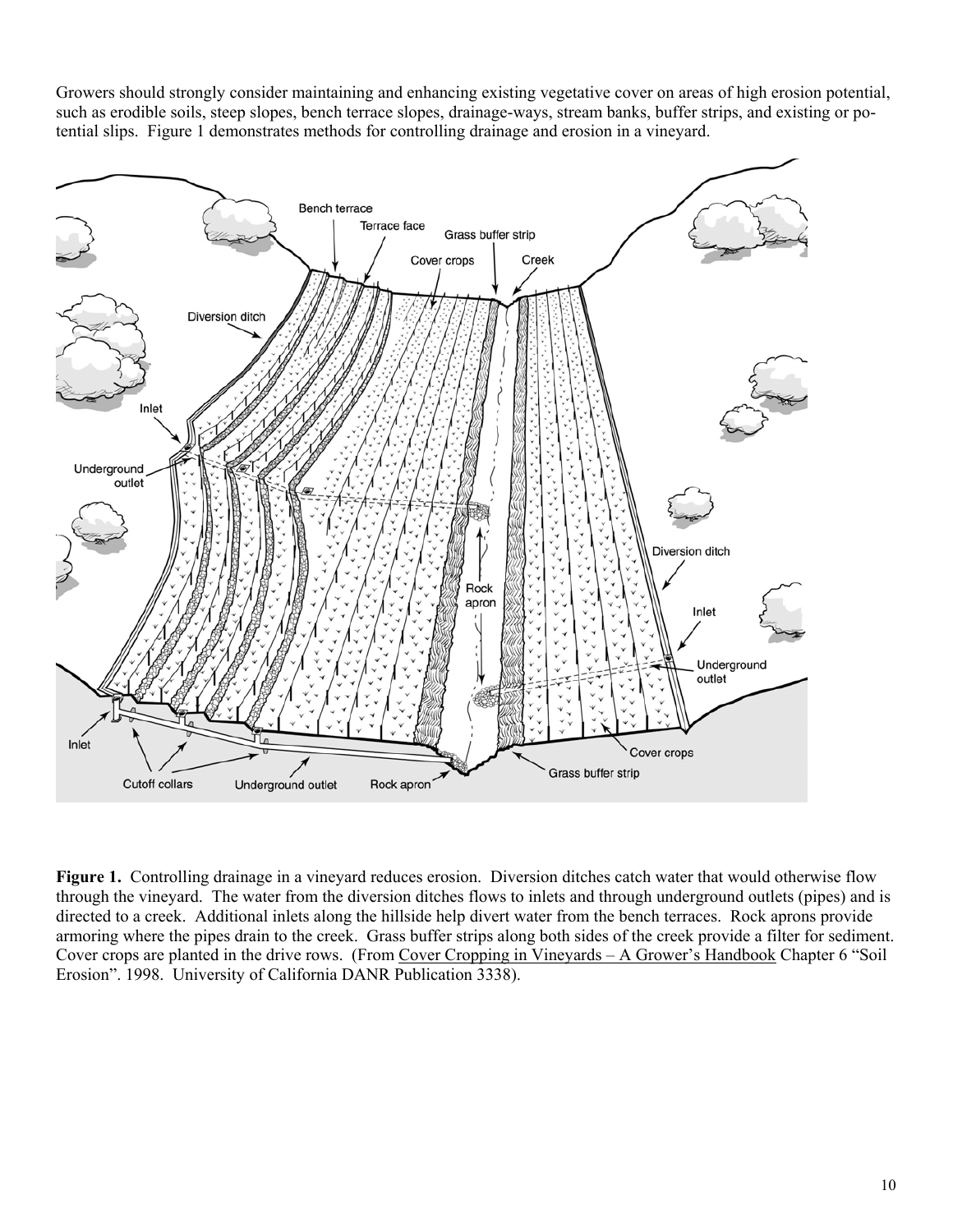Growers should strongly consider maintaining and enhancing existing vegetative cover on areas of high erosion potential, such as erodible soils, steep slopes, bench terrace slopes, drainage-ways, stream banks, buffer strips, and existing or potential slips. Figure 1 demonstrates methods for controlling drainage and erosion in a vineyard.

**Figure 1.** Controlling drainage in a vineyard reduces erosion. Diversion ditches catch water that would otherwise flow through the vineyard. The water from the diversion ditches flows to inlets and through underground outlets (pipes) and is directed to a creek. Additional inlets along the hillside help divert water from the bench terraces. Rock aprons provide armoring where the pipes drain to the creek. Grass buffer strips along both sides of the creek provide a filter for sediment. Cover crops are planted in the drive rows. (From Cover Cropping in Vineyards – A Grower's Handbook Chapter 6 "Soil Erosion". 1998. University of California DANR Publication 3338).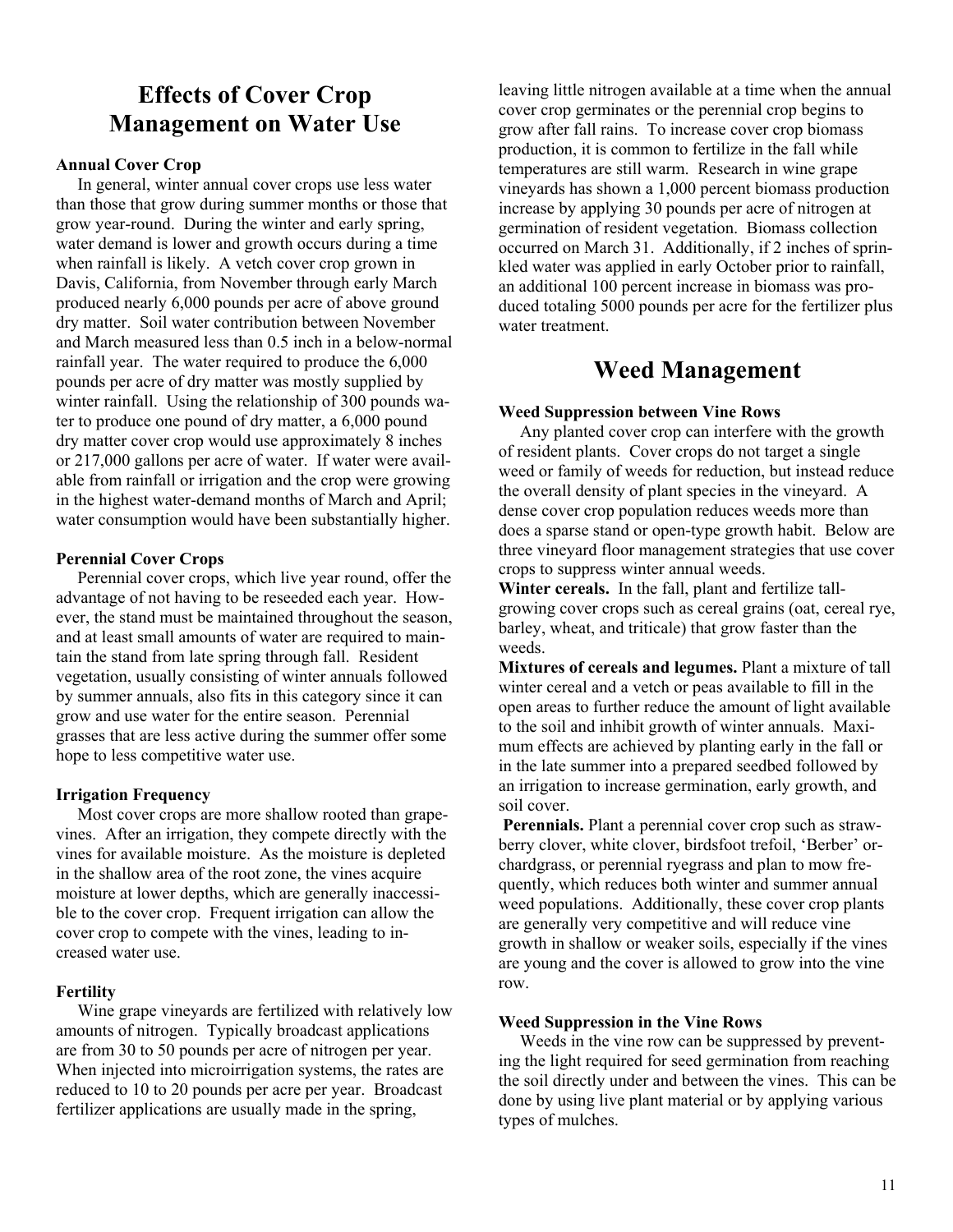## Effects of Cover Crop Management on Water Use

### Annual Cover Crop

In general, winter annual cover crops use less water than those that grow during summer months or those that grow year-round. During the winter and early spring, water demand is lower and growth occurs during a time when rainfall is likely. A vetch cover crop grown in Davis, California, from November through early March produced nearly 6,000 pounds per acre of above ground dry matter. Soil water contribution between November and March measured less than 0.5 inch in a below-normal rainfall year. The water required to produce the 6,000 pounds per acre of dry matter was mostly supplied by winter rainfall. Using the relationship of 300 pounds water to produce one pound of dry matter, a 6,000 pound dry matter cover crop would use approximately 8 inches or 217,000 gallons per acre of water. If water were available from rainfall or irrigation and the crop were growing in the highest water-demand months of March and April; water consumption would have been substantially higher.

### Perennial Cover Crops

Perennial cover crops, which live year round, offer the advantage of not having to be reseeded each year. However, the stand must be maintained throughout the season, and at least small amounts of water are required to maintain the stand from late spring through fall. Resident vegetation, usually consisting of winter annuals followed by summer annuals, also fits in this category since it can grow and use water for the entire season. Perennial grasses that are less active during the summer offer some hope to less competitive water use.

### Irrigation Frequency

Most cover crops are more shallow rooted than grapevines. After an irrigation, they compete directly with the vines for available moisture. As the moisture is depleted in the shallow area of the root zone, the vines acquire moisture at lower depths, which are generally inaccessible to the cover crop. Frequent irrigation can allow the cover crop to compete with the vines, leading to increased water use.

### Fertility

Wine grape vineyards are fertilized with relatively low amounts of nitrogen. Typically broadcast applications are from 30 to 50 pounds per acre of nitrogen per year. When injected into microirrigation systems, the rates are reduced to 10 to 20 pounds per acre per year. Broadcast fertilizer applications are usually made in the spring, leaving little nitrogen available at a time when the annual cover crop germinates or the perennial crop begins to grow after fall rains. To increase cover crop biomass production, it is common to fertilize in the fall while temperatures are still warm. Research in wine grape vineyards has shown a 1,000 percent biomass production increase by applying 30 pounds per acre of nitrogen at germination of resident vegetation. Biomass collection occurred on March 31. Additionally, if 2 inches of sprinkled water was applied in early October prior to rainfall, an additional 100 percent increase in biomass was produced totaling 5000 pounds per acre for the fertilizer plus water treatment.

## Weed Management

### Weed Suppression between Vine Rows

Any planted cover crop can interfere with the growth of resident plants. Cover crops do not target a single weed or family of weeds for reduction, but instead reduce the overall density of plant species in the vineyard. A dense cover crop population reduces weeds more than does a sparse stand or open-type growth habit. Below are three vineyard floor management strategies that use cover crops to suppress winter annual weeds.

**Winter cereals.** In the fall, plant and fertilize tall-growing cover crops such as cereal grains (oat, cereal rye, barley, wheat, and triticale) that grow faster than the weeds.

**Mixtures of cereals and legumes.** Plant a mixture of tall winter cereal and a vetch or peas available to fill in the open areas to further reduce the amount of light available to the soil and inhibit growth of winter annuals. Maximum effects are achieved by planting early in the fall or in the late summer into a prepared seedbed followed by an irrigation to increase germination, early growth, and soil cover.

**Perennials.** Plant a perennial cover crop such as strawberry clover, white clover, birdsfoot trefoil, 'Berber' orchardgrass, or perennial ryegrass and plan to mow frequently, which reduces both winter and summer annual weed populations. Additionally, these cover crop plants are generally very competitive and will reduce vine growth in shallow or weaker soils, especially if the vines are young and the cover is allowed to grow into the vine row.

### Weed Suppression in the Vine Rows

Weeds in the vine row can be suppressed by preventing the light required for seed germination from reaching the soil directly under and between the vines. This can be done by using live plant material or by applying various types of mulches.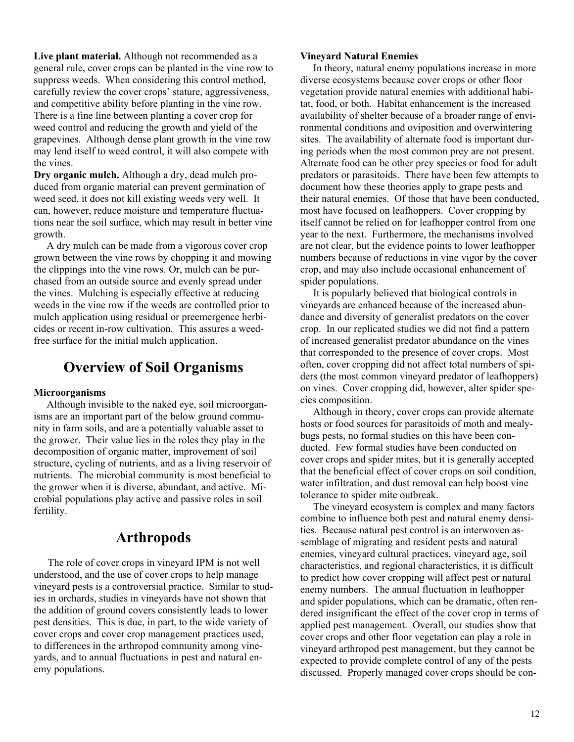**Live plant material.** Although not recommended as a general rule, cover crops can be planted in the vine row to suppress weeds. When considering this control method, carefully review the cover crops' stature, aggressiveness, and competitive ability before planting in the vine row. There is a fine line between planting a cover crop for weed control and reducing the growth and yield of the grapevines. Although dense plant growth in the vine row may lend itself to weed control, it will also compete with the vines.

**Dry organic mulch.** Although a dry, dead mulch produced from organic material can prevent germination of weed seed, it does not kill existing weeds very well. It can, however, reduce moisture and temperature fluctuations near the soil surface, which may result in better vine growth.

A dry mulch can be made from a vigorous cover crop grown between the vine rows by chopping it and mowing the clippings into the vine rows. Or, mulch can be purchased from an outside source and evenly spread under the vines. Mulching is especially effective at reducing weeds in the vine row if the weeds are controlled prior to mulch application using residual or preemergence herbicides or recent in-row cultivation. This assures a weed-free surface for the initial mulch application.

## Overview of Soil Organisms

### Microorganisms

Although invisible to the naked eye, soil microorganisms are an important part of the below ground community in farm soils, and are a potentially valuable asset to the grower. Their value lies in the roles they play in the decomposition of organic matter, improvement of soil structure, cycling of nutrients, and as a living reservoir of nutrients. The microbial community is most beneficial to the grower when it is diverse, abundant, and active. Microbial populations play active and passive roles in soil fertility.

## Arthropods

The role of cover crops in vineyard IPM is not well understood, and the use of cover crops to help manage vineyard pests is a controversial practice. Similar to studies in orchards, studies in vineyards have not shown that the addition of ground covers consistently leads to lower pest densities. This is due, in part, to the wide variety of cover crops and cover crop management practices used, to differences in the arthropod community among vineyards, and to annual fluctuations in pest and natural enemy populations.

### Vineyard Natural Enemies

In theory, natural enemy populations increase in more diverse ecosystems because cover crops or other floor vegetation provide natural enemies with additional habitat, food, or both. Habitat enhancement is the increased availability of shelter because of a broader range of environmental conditions and oviposition and overwintering sites. The availability of alternate food is important during periods when the most common prey are not present. Alternate food can be other prey species or food for adult predators or parasitoids. There have been few attempts to document how these theories apply to grape pests and their natural enemies. Of those that have been conducted, most have focused on leafhoppers. Cover cropping by itself cannot be relied on for leafhopper control from one year to the next. Furthermore, the mechanisms involved are not clear, but the evidence points to lower leafhopper numbers because of reductions in vine vigor by the cover crop, and may also include occasional enhancement of spider populations.

It is popularly believed that biological controls in vineyards are enhanced because of the increased abundance and diversity of generalist predators on the cover crop. In our replicated studies we did not find a pattern of increased generalist predator abundance on the vines that corresponded to the presence of cover crops. Most often, cover cropping did not affect total numbers of spiders (the most common vineyard predator of leafhoppers) on vines. Cover cropping did, however, alter spider species composition.

Although in theory, cover crops can provide alternate hosts or food sources for parasitoids of moth and mealybugs pests, no formal studies on this have been conducted. Few formal studies have been conducted on cover crops and spider mites, but it is generally accepted that the beneficial effect of cover crops on soil condition, water infiltration, and dust removal can help boost vine tolerance to spider mite outbreak.

The vineyard ecosystem is complex and many factors combine to influence both pest and natural enemy densities. Because natural pest control is an interwoven assemblage of migrating and resident pests and natural enemies, vineyard cultural practices, vineyard age, soil characteristics, and regional characteristics, it is difficult to predict how cover cropping will affect pest or natural enemy numbers. The annual fluctuation in leafhopper and spider populations, which can be dramatic, often rendered insignificant the effect of the cover crop in terms of applied pest management. Overall, our studies show that cover crops and other floor vegetation can play a role in vineyard arthropod pest management, but they cannot be expected to provide complete control of any of the pests discussed. Properly managed cover crops should be con-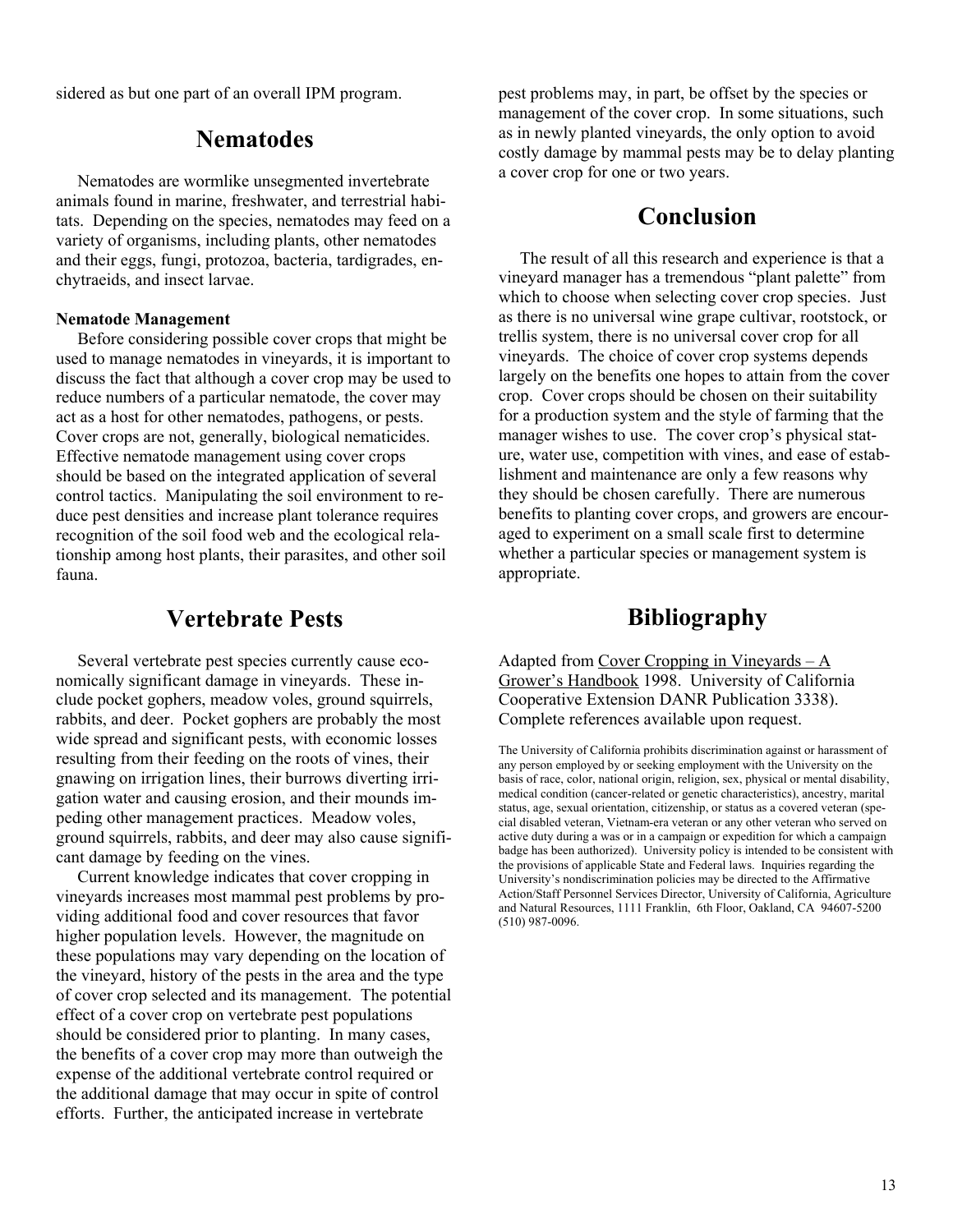sidered as but one part of an overall IPM program.

## Nematodes

Nematodes are wormlike unsegmented invertebrate animals found in marine, freshwater, and terrestrial habitats. Depending on the species, nematodes may feed on a variety of organisms, including plants, other nematodes and their eggs, fungi, protozoa, bacteria, tardigrades, enchytraeids, and insect larvae.

**Nematode Management**

Before considering possible cover crops that might be used to manage nematodes in vineyards, it is important to discuss the fact that although a cover crop may be used to reduce numbers of a particular nematode, the cover may act as a host for other nematodes, pathogens, or pests. Cover crops are not, generally, biological nematicides. Effective nematode management using cover crops should be based on the integrated application of several control tactics. Manipulating the soil environment to reduce pest densities and increase plant tolerance requires recognition of the soil food web and the ecological relationship among host plants, their parasites, and other soil fauna.

## Vertebrate Pests

Several vertebrate pest species currently cause economically significant damage in vineyards. These include pocket gophers, meadow voles, ground squirrels, rabbits, and deer. Pocket gophers are probably the most wide spread and significant pests, with economic losses resulting from their feeding on the roots of vines, their gnawing on irrigation lines, their burrows diverting irrigation water and causing erosion, and their mounds impeding other management practices. Meadow voles, ground squirrels, rabbits, and deer may also cause significant damage by feeding on the vines.

Current knowledge indicates that cover cropping in vineyards increases most mammal pest problems by providing additional food and cover resources that favor higher population levels. However, the magnitude on these populations may vary depending on the location of the vineyard, history of the pests in the area and the type of cover crop selected and its management. The potential effect of a cover crop on vertebrate pest populations should be considered prior to planting. In many cases, the benefits of a cover crop may more than outweigh the expense of the additional vertebrate control required or the additional damage that may occur in spite of control efforts. Further, the anticipated increase in vertebrate pest problems may, in part, be offset by the species or management of the cover crop. In some situations, such as in newly planted vineyards, the only option to avoid costly damage by mammal pests may be to delay planting a cover crop for one or two years.

## Conclusion

The result of all this research and experience is that a vineyard manager has a tremendous "plant palette" from which to choose when selecting cover crop species. Just as there is no universal wine grape cultivar, rootstock, or trellis system, there is no universal cover crop for all vineyards. The choice of cover crop systems depends largely on the benefits one hopes to attain from the cover crop. Cover crops should be chosen on their suitability for a production system and the style of farming that the manager wishes to use. The cover crop's physical stature, water use, competition with vines, and ease of establishment and maintenance are only a few reasons why they should be chosen carefully. There are numerous benefits to planting cover crops, and growers are encouraged to experiment on a small scale first to determine whether a particular species or management system is appropriate.

## Bibliography

Adapted from Cover Cropping in Vineyards – A Grower's Handbook 1998. University of California Cooperative Extension DANR Publication 3338). Complete references available upon request.

The University of California prohibits discrimination against or harassment of any person employed by or seeking employment with the University on the basis of race, color, national origin, religion, sex, physical or mental disability, medical condition (cancer-related or genetic characteristics), ancestry, marital status, age, sexual orientation, citizenship, or status as a covered veteran (special disabled veteran, Vietnam-era veteran or any other veteran who served on active duty during a was or in a campaign or expedition for which a campaign badge has been authorized). University policy is intended to be consistent with the provisions of applicable State and Federal laws. Inquiries regarding the University's nondiscrimination policies may be directed to the Affirmative Action/Staff Personnel Services Director, University of California, Agriculture and Natural Resources, 1111 Franklin, 6th Floor, Oakland, CA 94607-5200 (510) 987-0096.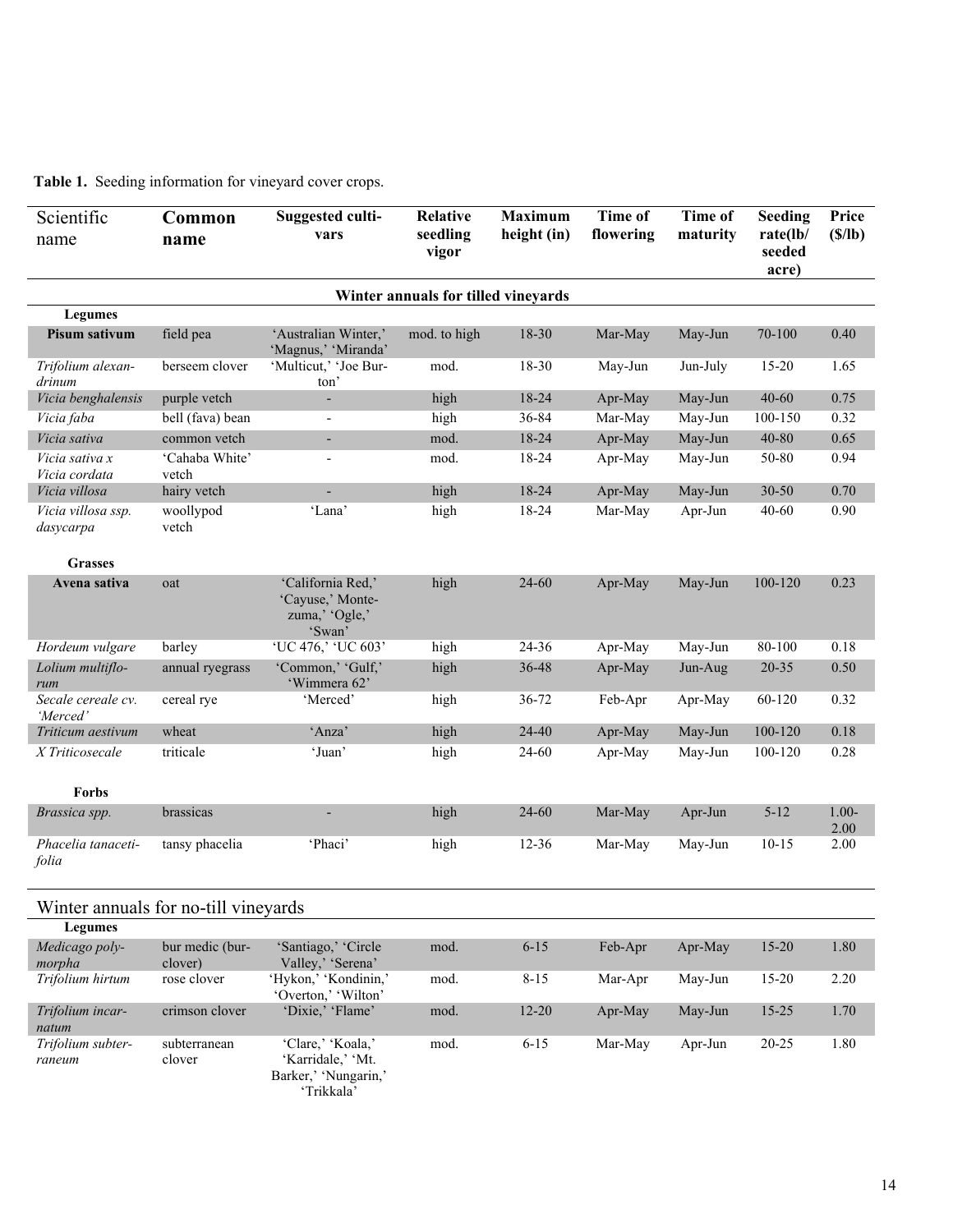**Table 1.** Seeding information for vineyard cover crops.

| Scientific name | Common name | Suggested cultivars | Relative seedling vigor | Maximum height (in) | Time of flowering | Time of maturity | Seeding rate(lb/ seeded acre) | Price ($/lb) |
|---|---|---|---|---|---|---|---|---|
| **Winter annuals for tilled vineyards** | | | | | | | | |
| **Legumes** | | | | | | | | |
| **Pisum sativum** | field pea | 'Australian Winter,' 'Magnus,' 'Miranda' | mod. to high | 18-30 | Mar-May | May-Jun | 70-100 | 0.40 |
| *Trifolium alexandrinum* | berseem clover | 'Multicut,' 'Joe Burton' | mod. | 18-30 | May-Jun | Jun-July | 15-20 | 1.65 |
| *Vicia benghalensis* | purple vetch | - | high | 18-24 | Apr-May | May-Jun | 40-60 | 0.75 |
| *Vicia faba* | bell (fava) bean | - | high | 36-84 | Mar-May | May-Jun | 100-150 | 0.32 |
| *Vicia sativa* | common vetch | - | mod. | 18-24 | Apr-May | May-Jun | 40-80 | 0.65 |
| *Vicia sativa x Vicia cordata* | 'Cahaba White' vetch | - | mod. | 18-24 | Apr-May | May-Jun | 50-80 | 0.94 |
| *Vicia villosa* | hairy vetch | - | high | 18-24 | Apr-May | May-Jun | 30-50 | 0.70 |
| *Vicia villosa ssp. dasycarpa* | woollypod vetch | 'Lana' | high | 18-24 | Mar-May | Apr-Jun | 40-60 | 0.90 |
| **Grasses** | | | | | | | | |
| **Avena sativa** | oat | 'California Red,' 'Cayuse,' Montezuma,' 'Ogle,' 'Swan' | high | 24-60 | Apr-May | May-Jun | 100-120 | 0.23 |
| *Hordeum vulgare* | barley | 'UC 476,' 'UC 603' | high | 24-36 | Apr-May | May-Jun | 80-100 | 0.18 |
| *Lolium multiflorum* | annual ryegrass | 'Common,' 'Gulf,' 'Wimmera 62' | high | 36-48 | Apr-May | Jun-Aug | 20-35 | 0.50 |
| *Secale cereale cv. 'Merced'* | cereal rye | 'Merced' | high | 36-72 | Feb-Apr | Apr-May | 60-120 | 0.32 |
| *Triticum aestivum* | wheat | 'Anza' | high | 24-40 | Apr-May | May-Jun | 100-120 | 0.18 |
| *X Triticosecale* | triticale | 'Juan' | high | 24-60 | Apr-May | May-Jun | 100-120 | 0.28 |
| **Forbs** | | | | | | | | |
| *Brassica spp.* | brassicas | - | high | 24-60 | Mar-May | Apr-Jun | 5-12 | 1.00-2.00 |
| *Phacelia tanacetifolia* | tansy phacelia | 'Phaci' | high | 12-36 | Mar-May | May-Jun | 10-15 | 2.00 |
| **Winter annuals for no-till vineyards** | | | | | | | | |
| **Legumes** | | | | | | | | |
| *Medicago polymorpha* | bur medic (burclover) | 'Santiago,' 'Circle Valley,' 'Serena' | mod. | 6-15 | Feb-Apr | Apr-May | 15-20 | 1.80 |
| *Trifolium hirtum* | rose clover | 'Hykon,' 'Kondinin,' 'Overton,' 'Wilton' | mod. | 8-15 | Mar-Apr | May-Jun | 15-20 | 2.20 |
| *Trifolium incarnatum* | crimson clover | 'Dixie,' 'Flame' | mod. | 12-20 | Apr-May | May-Jun | 15-25 | 1.70 |
| *Trifolium subterraneum* | subterranean clover | 'Clare,' 'Koala,' 'Karridale,' 'Mt. Barker,' 'Nungarin,' 'Trikkala' | mod. | 6-15 | Mar-May | Apr-Jun | 20-25 | 1.80 |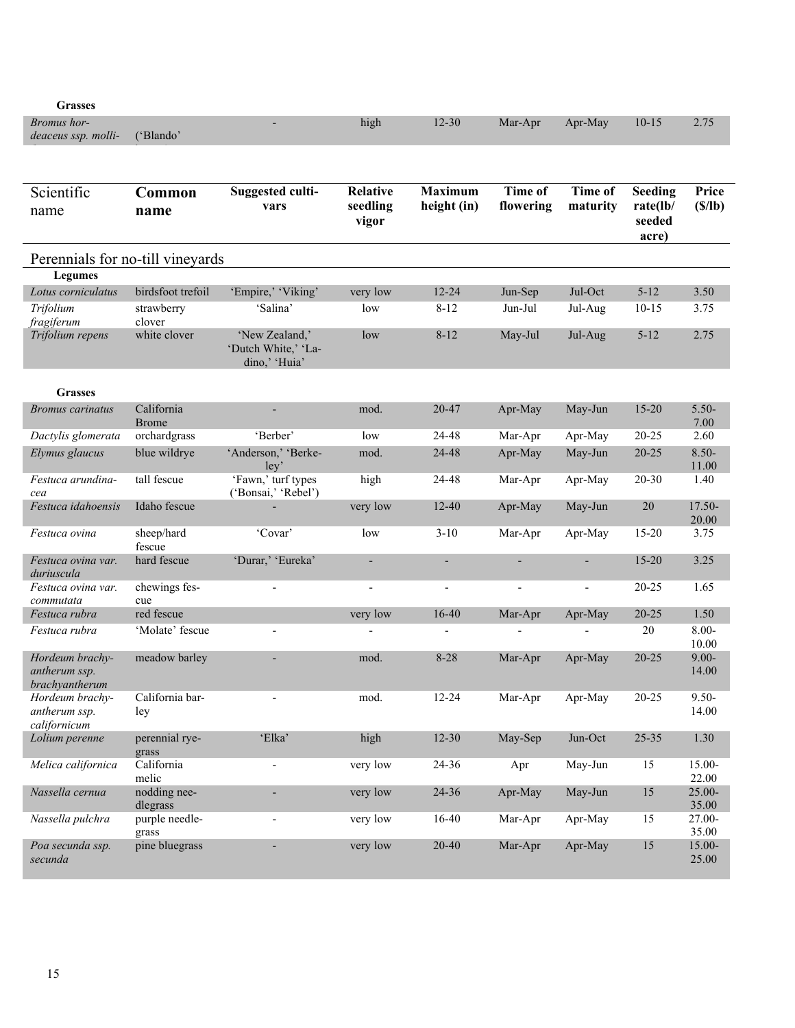| | | | | | | | | |
|---|---|---|---|---|---|---|---|---|
| **Grasses** | | | | | | | | |
| *Bromus hordeaceus ssp. molli-* | ('Blando' | - | high | 12-30 | Mar-Apr | Apr-May | 10-15 | 2.75 |

| Scientific name | Common name | Suggested cultivars | Relative seedling vigor | Maximum height (in) | Time of flowering | Time of maturity | Seeding rate(lb/ seeded acre) | Price ($/lb) |
|---|---|---|---|---|---|---|---|---|
| Perennials for no-till vineyards | | | | | | | | |
| **Legumes** | | | | | | | | |
| *Lotus corniculatus* | birdsfoot trefoil | 'Empire,' 'Viking' | very low | 12-24 | Jun-Sep | Jul-Oct | 5-12 | 3.50 |
| *Trifolium fragiferum* | strawberry clover | 'Salina' | low | 8-12 | Jun-Jul | Jul-Aug | 10-15 | 3.75 |
| *Trifolium repens* | white clover | 'New Zealand,' 'Dutch White,' 'Ladino,' 'Huia' | low | 8-12 | May-Jul | Jul-Aug | 5-12 | 2.75 |
| **Grasses** | | | | | | | | |
| *Bromus carinatus* | California Brome | - | mod. | 20-47 | Apr-May | May-Jun | 15-20 | 5.50-7.00 |
| *Dactylis glomerata* | orchardgrass | 'Berber' | low | 24-48 | Mar-Apr | Apr-May | 20-25 | 2.60 |
| *Elymus glaucus* | blue wildrye | 'Anderson,' 'Berkeley' | mod. | 24-48 | Apr-May | May-Jun | 20-25 | 8.50-11.00 |
| *Festuca arundinacea* | tall fescue | 'Fawn,' turf types ('Bonsai,' 'Rebel') | high | 24-48 | Mar-Apr | Apr-May | 20-30 | 1.40 |
| *Festuca idahoensis* | Idaho fescue | - | very low | 12-40 | Apr-May | May-Jun | 20 | 17.50-20.00 |
| *Festuca ovina* | sheep/hard fescue | 'Covar' | low | 3-10 | Mar-Apr | Apr-May | 15-20 | 3.75 |
| *Festuca ovina var. duriuscula* | hard fescue | 'Durar,' 'Eureka' | - | - | - | - | 15-20 | 3.25 |
| *Festuca ovina var. commutata* | chewings fescue | - | - | - | - | - | 20-25 | 1.65 |
| *Festuca rubra* | red fescue | | very low | 16-40 | Mar-Apr | Apr-May | 20-25 | 1.50 |
| *Festuca rubra* | 'Molate' fescue | - | - | - | - | - | 20 | 8.00-10.00 |
| *Hordeum brachyantherum ssp. brachyantherum* | meadow barley | - | mod. | 8-28 | Mar-Apr | Apr-May | 20-25 | 9.00-14.00 |
| *Hordeum brachyantherum ssp. californicum* | California barley | - | mod. | 12-24 | Mar-Apr | Apr-May | 20-25 | 9.50-14.00 |
| *Lolium perenne* | perennial ryegrass | 'Elka' | high | 12-30 | May-Sep | Jun-Oct | 25-35 | 1.30 |
| *Melica californica* | California melic | - | very low | 24-36 | Apr | May-Jun | 15 | 15.00-22.00 |
| *Nassella cernua* | nodding needlegrass | - | very low | 24-36 | Apr-May | May-Jun | 15 | 25.00-35.00 |
| *Nassella pulchra* | purple needlegrass | - | very low | 16-40 | Mar-Apr | Apr-May | 15 | 27.00-35.00 |
| *Poa secunda ssp. secunda* | pine bluegrass | - | very low | 20-40 | Mar-Apr | Apr-May | 15 | 15.00-25.00 |